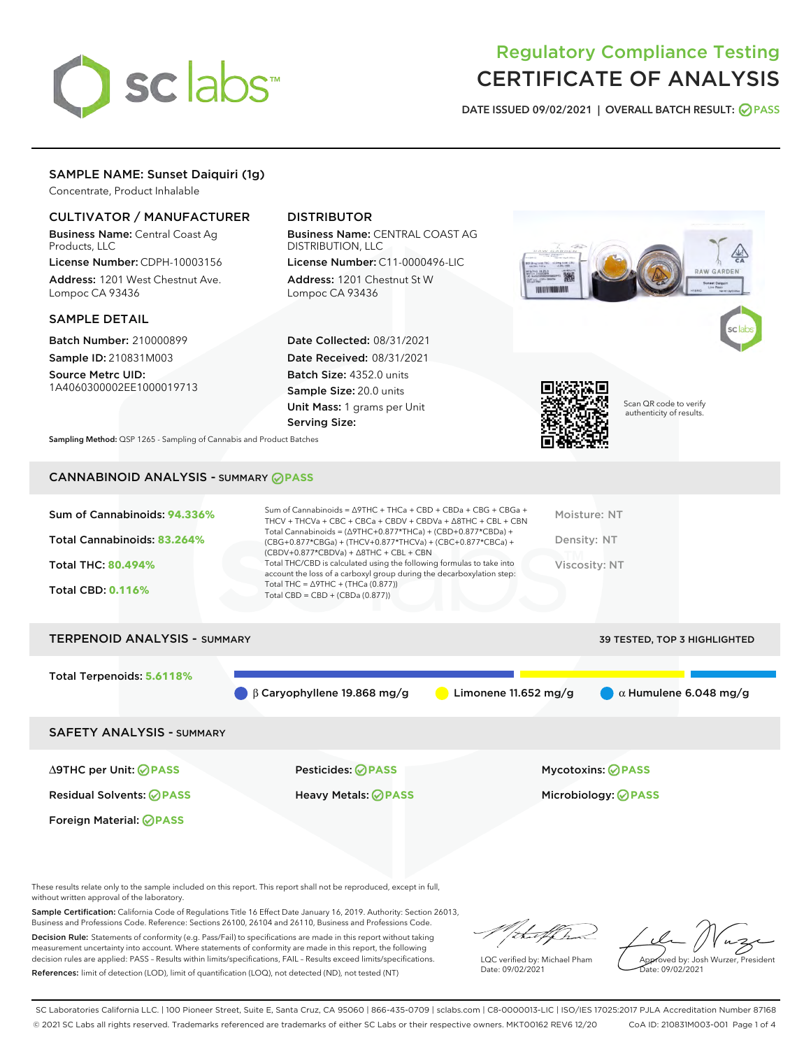# Regulatory Compliance Testing
# CERTIFICATE OF ANALYSIS

DATE ISSUED 09/02/2021 | OVERALL BATCH RESULT: PASS

## SAMPLE NAME: Sunset Daiquiri (1g)

Concentrate, Product Inhalable

### CULTIVATOR / MANUFACTURER

**Business Name:** Central Coast Ag Products, LLC
**License Number:** CDPH-10003156
**Address:** 1201 West Chestnut Ave. Lompoc CA 93436

### DISTRIBUTOR

**Business Name:** CENTRAL COAST AG DISTRIBUTION, LLC
**License Number:** C11-0000496-LIC
**Address:** 1201 Chestnut St W Lompoc CA 93436

### SAMPLE DETAIL

**Batch Number:** 210000899
**Sample ID:** 210831M003
**Source Metrc UID:** 1A4060300002EE1000019713

**Date Collected:** 08/31/2021
**Date Received:** 08/31/2021
**Batch Size:** 4352.0 units
**Sample Size:** 20.0 units
**Unit Mass:** 1 grams per Unit
**Serving Size:**

Scan QR code to verify authenticity of results.

**Sampling Method:** QSP 1265 - Sampling of Cannabis and Product Batches

## CANNABINOID ANALYSIS - SUMMARY PASS

**Sum of Cannabinoids:** 94.336%
**Total Cannabinoids:** 83.264%
**Total THC:** 80.494%
**Total CBD:** 0.116%

Sum of Cannabinoids = Δ9THC + THCa + CBD + CBDa + CBG + CBGa + THCV + THCVa + CBC + CBCa + CBDV + CBDVa + Δ8THC + CBL + CBN
Total Cannabinoids = (Δ9THC+0.877*THCa) + (CBD+0.877*CBDa) + (CBG+0.877*CBGa) + (THCV+0.877*THCVa) + (CBC+0.877*CBCa) + (CBDV+0.877*CBDVa) + Δ8THC + CBL + CBN
Total THC/CBD is calculated using the following formulas to take into account the loss of a carboxyl group during the decarboxylation step:
Total THC = Δ9THC + (THCa (0.877))
Total CBD = CBD + (CBDa (0.877))

Moisture: NT
Density: NT
Viscosity: NT

## TERPENOID ANALYSIS - SUMMARY

39 TESTED, TOP 3 HIGHLIGHTED

**Total Terpenoids:** 5.6118%

β Caryophyllene 19.868 mg/g
Limonene 11.652 mg/g
α Humulene 6.048 mg/g

## SAFETY ANALYSIS - SUMMARY

| | | |
|---|---|---|
| Δ9THC per Unit: PASS | Pesticides: PASS | Mycotoxins: PASS |
| Residual Solvents: PASS | Heavy Metals: PASS | Microbiology: PASS |
| Foreign Material: PASS | | |

These results relate only to the sample included on this report. This report shall not be reproduced, except in full, without written approval of the laboratory.

**Sample Certification:** California Code of Regulations Title 16 Effect Date January 16, 2019. Authority: Section 26013, Business and Professions Code. Reference: Sections 26100, 26104 and 26110, Business and Professions Code.

**Decision Rule:** Statements of conformity (e.g. Pass/Fail) to specifications are made in this report without taking measurement uncertainty into account. Where statements of conformity are made in this report, the following decision rules are applied: PASS – Results within limits/specifications, FAIL – Results exceed limits/specifications.

**References:** limit of detection (LOD), limit of quantification (LOQ), not detected (ND), not tested (NT)

LQC verified by: Michael Pham
Date: 09/02/2021

Approved by: Josh Wurzer, President
Date: 09/02/2021

SC Laboratories California LLC. | 100 Pioneer Street, Suite E, Santa Cruz, CA 95060 | 866-435-0709 | sclabs.com | C8-0000013-LIC | ISO/IES 17025:2017 PJLA Accreditation Number 87168
© 2021 SC Labs all rights reserved. Trademarks referenced are trademarks of either SC Labs or their respective owners. MKT00162 REV6 12/20 CoA ID: 210831M003-001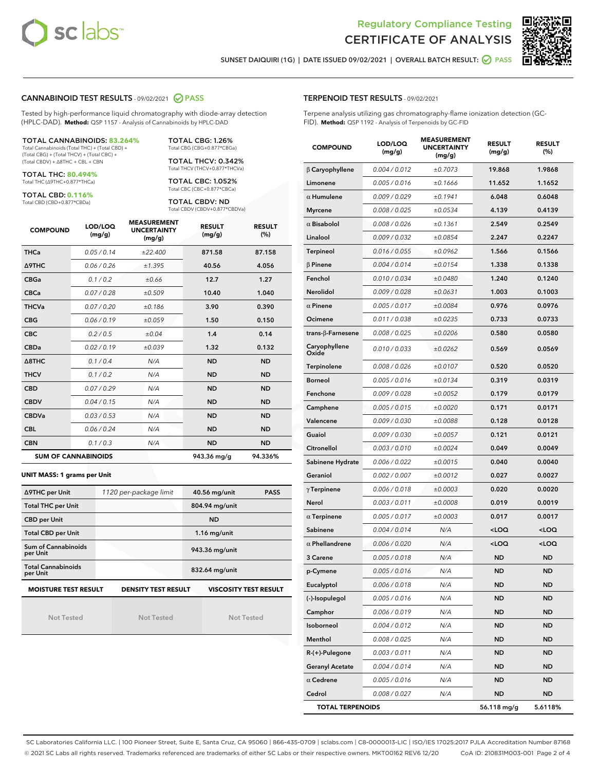# Regulatory Compliance Testing
# CERTIFICATE OF ANALYSIS

SUNSET DAIQUIRI (1G) | DATE ISSUED 09/02/2021 | OVERALL BATCH RESULT: PASS

## CANNABINOID TEST RESULTS - 09/02/2021 PASS

Tested by high-performance liquid chromatography with diode-array detection (HPLC-DAD). **Method:** QSP 1157 - Analysis of Cannabinoids by HPLC-DAD

**TOTAL CANNABINOIDS: 83.264%**
Total Cannabinoids (Total THC) + (Total CBD) + (Total CBG) + (Total THCV) + (Total CBC) + (Total CBDV) + Δ8THC + CBL + CBN

**TOTAL THC: 80.494%**
Total THC (Δ9THC+0.877*THCa)

**TOTAL CBD: 0.116%**
Total CBD (CBD+0.877*CBDa)

**TOTAL CBG: 1.26%**
Total CBG (CBG+0.877*CBGa)

**TOTAL THCV: 0.342%**
Total THCV (THCV+0.877*THCVa)

**TOTAL CBC: 1.052%**
Total CBC (CBC+0.877*CBCa)

**TOTAL CBDV: ND**
Total CBDV (CBDV+0.877*CBDVa)

| COMPOUND | LOD/LOQ (mg/g) | MEASUREMENT UNCERTAINTY (mg/g) | RESULT (mg/g) | RESULT (%) |
|---|---|---|---|---|
| THCa | 0.05 / 0.14 | ±22.400 | 871.58 | 87.158 |
| Δ9THC | 0.06 / 0.26 | ±1.395 | 40.56 | 4.056 |
| CBGa | 0.1 / 0.2 | ±0.66 | 12.7 | 1.27 |
| CBCa | 0.07 / 0.28 | ±0.509 | 10.40 | 1.040 |
| THCVa | 0.07 / 0.20 | ±0.186 | 3.90 | 0.390 |
| CBG | 0.06 / 0.19 | ±0.059 | 1.50 | 0.150 |
| CBC | 0.2 / 0.5 | ±0.04 | 1.4 | 0.14 |
| CBDa | 0.02 / 0.19 | ±0.039 | 1.32 | 0.132 |
| Δ8THC | 0.1 / 0.4 | N/A | ND | ND |
| THCV | 0.1 / 0.2 | N/A | ND | ND |
| CBD | 0.07 / 0.29 | N/A | ND | ND |
| CBDV | 0.04 / 0.15 | N/A | ND | ND |
| CBDVa | 0.03 / 0.53 | N/A | ND | ND |
| CBL | 0.06 / 0.24 | N/A | ND | ND |
| CBN | 0.1 / 0.3 | N/A | ND | ND |
| **SUM OF CANNABINOIDS** | | | 943.36 mg/g | 94.336% |

**UNIT MASS: 1 grams per Unit**

| | | | |
|---|---|---|---|
| Δ9THC per Unit | 1120 per-package limit | 40.56 mg/unit | PASS |
| Total THC per Unit | | 804.94 mg/unit | |
| CBD per Unit | | ND | |
| Total CBD per Unit | | 1.16 mg/unit | |
| Sum of Cannabinoids per Unit | | 943.36 mg/unit | |
| Total Cannabinoids per Unit | | 832.64 mg/unit | |

| MOISTURE TEST RESULT | DENSITY TEST RESULT | VISCOSITY TEST RESULT |
|---|---|---|
| Not Tested | Not Tested | Not Tested |

## TERPENOID TEST RESULTS - 09/02/2021

Terpene analysis utilizing gas chromatography-flame ionization detection (GC-FID). **Method:** QSP 1192 - Analysis of Terpenoids by GC-FID

| COMPOUND | LOD/LOQ (mg/g) | MEASUREMENT UNCERTAINTY (mg/g) | RESULT (mg/g) | RESULT (%) |
|---|---|---|---|---|
| β Caryophyllene | 0.004 / 0.012 | ±0.7073 | 19.868 | 1.9868 |
| Limonene | 0.005 / 0.016 | ±0.1666 | 11.652 | 1.1652 |
| α Humulene | 0.009 / 0.029 | ±0.1941 | 6.048 | 0.6048 |
| Myrcene | 0.008 / 0.025 | ±0.0534 | 4.139 | 0.4139 |
| α Bisabolol | 0.008 / 0.026 | ±0.1361 | 2.549 | 0.2549 |
| Linalool | 0.009 / 0.032 | ±0.0854 | 2.247 | 0.2247 |
| Terpineol | 0.016 / 0.055 | ±0.0962 | 1.566 | 0.1566 |
| β Pinene | 0.004 / 0.014 | ±0.0154 | 1.338 | 0.1338 |
| Fenchol | 0.010 / 0.034 | ±0.0480 | 1.240 | 0.1240 |
| Nerolidol | 0.009 / 0.028 | ±0.0631 | 1.003 | 0.1003 |
| α Pinene | 0.005 / 0.017 | ±0.0084 | 0.976 | 0.0976 |
| Ocimene | 0.011 / 0.038 | ±0.0235 | 0.733 | 0.0733 |
| trans-β-Farnesene | 0.008 / 0.025 | ±0.0206 | 0.580 | 0.0580 |
| Caryophyllene Oxide | 0.010 / 0.033 | ±0.0262 | 0.569 | 0.0569 |
| Terpinolene | 0.008 / 0.026 | ±0.0107 | 0.520 | 0.0520 |
| Borneol | 0.005 / 0.016 | ±0.0134 | 0.319 | 0.0319 |
| Fenchone | 0.009 / 0.028 | ±0.0052 | 0.179 | 0.0179 |
| Camphene | 0.005 / 0.015 | ±0.0020 | 0.171 | 0.0171 |
| Valencene | 0.009 / 0.030 | ±0.0088 | 0.128 | 0.0128 |
| Guaiol | 0.009 / 0.030 | ±0.0057 | 0.121 | 0.0121 |
| Citronellol | 0.003 / 0.010 | ±0.0024 | 0.049 | 0.0049 |
| Sabinene Hydrate | 0.006 / 0.022 | ±0.0015 | 0.040 | 0.0040 |
| Geraniol | 0.002 / 0.007 | ±0.0012 | 0.027 | 0.0027 |
| γ Terpinene | 0.006 / 0.018 | ±0.0003 | 0.020 | 0.0020 |
| Nerol | 0.003 / 0.011 | ±0.0008 | 0.019 | 0.0019 |
| α Terpinene | 0.005 / 0.017 | ±0.0003 | 0.017 | 0.0017 |
| Sabinene | 0.004 / 0.014 | N/A | <LOQ | <LOQ |
| α Phellandrene | 0.006 / 0.020 | N/A | <LOQ | <LOQ |
| 3 Carene | 0.005 / 0.018 | N/A | ND | ND |
| p-Cymene | 0.005 / 0.016 | N/A | ND | ND |
| Eucalyptol | 0.006 / 0.018 | N/A | ND | ND |
| (-)-Isopulegol | 0.005 / 0.016 | N/A | ND | ND |
| Camphor | 0.006 / 0.019 | N/A | ND | ND |
| Isoborneol | 0.004 / 0.012 | N/A | ND | ND |
| Menthol | 0.008 / 0.025 | N/A | ND | ND |
| R-(+)-Pulegone | 0.003 / 0.011 | N/A | ND | ND |
| Geranyl Acetate | 0.004 / 0.014 | N/A | ND | ND |
| α Cedrene | 0.005 / 0.016 | N/A | ND | ND |
| Cedrol | 0.008 / 0.027 | N/A | ND | ND |
| **TOTAL TERPENOIDS** | | | 56.118 mg/g | 5.6118% |

SC Laboratories California LLC. | 100 Pioneer Street, Suite E, Santa Cruz, CA 95060 | 866-435-0709 | sclabs.com | C8-0000013-LIC | ISO/IES 17025:2017 PJLA Accreditation Number 87168
© 2021 SC Labs all rights reserved. Trademarks referenced are trademarks of either SC Labs or their respective owners. MKT00162 REV6 12/20 CoA ID: 210831M003-001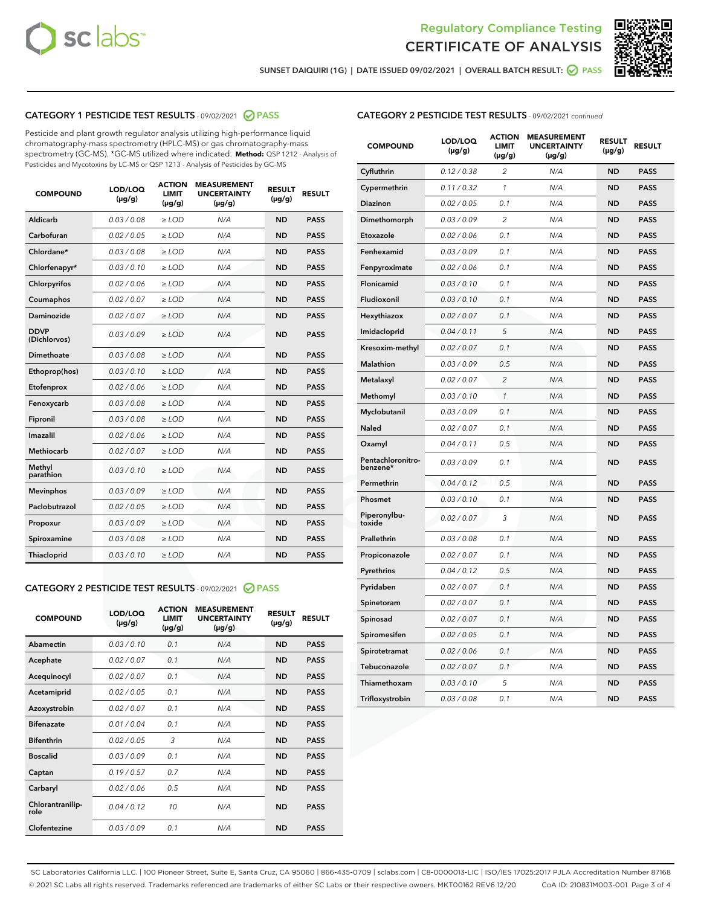Regulatory Compliance Testing
CERTIFICATE OF ANALYSIS

SUNSET DAIQUIRI (1G) | DATE ISSUED 09/02/2021 | OVERALL BATCH RESULT: PASS

## CATEGORY 1 PESTICIDE TEST RESULTS - 09/02/2021 PASS

Pesticide and plant growth regulator analysis utilizing high-performance liquid chromatography-mass spectrometry (HPLC-MS) or gas chromatography-mass spectrometry (GC-MS). *GC-MS utilized where indicated. **Method:** QSP 1212 - Analysis of Pesticides and Mycotoxins by LC-MS or QSP 1213 - Analysis of Pesticides by GC-MS

| COMPOUND | LOD/LOQ (µg/g) | ACTION LIMIT (µg/g) | MEASUREMENT UNCERTAINTY (µg/g) | RESULT (µg/g) | RESULT |
|---|---|---|---|---|---|
| Aldicarb | 0.03 / 0.08 | ≥ LOD | N/A | ND | PASS |
| Carbofuran | 0.02 / 0.05 | ≥ LOD | N/A | ND | PASS |
| Chlordane* | 0.03 / 0.08 | ≥ LOD | N/A | ND | PASS |
| Chlorfenapyr* | 0.03 / 0.10 | ≥ LOD | N/A | ND | PASS |
| Chlorpyrifos | 0.02 / 0.06 | ≥ LOD | N/A | ND | PASS |
| Coumaphos | 0.02 / 0.07 | ≥ LOD | N/A | ND | PASS |
| Daminozide | 0.02 / 0.07 | ≥ LOD | N/A | ND | PASS |
| DDVP (Dichlorvos) | 0.03 / 0.09 | ≥ LOD | N/A | ND | PASS |
| Dimethoate | 0.03 / 0.08 | ≥ LOD | N/A | ND | PASS |
| Ethoprop(hos) | 0.03 / 0.10 | ≥ LOD | N/A | ND | PASS |
| Etofenprox | 0.02 / 0.06 | ≥ LOD | N/A | ND | PASS |
| Fenoxycarb | 0.03 / 0.08 | ≥ LOD | N/A | ND | PASS |
| Fipronil | 0.03 / 0.08 | ≥ LOD | N/A | ND | PASS |
| Imazalil | 0.02 / 0.06 | ≥ LOD | N/A | ND | PASS |
| Methiocarb | 0.02 / 0.07 | ≥ LOD | N/A | ND | PASS |
| Methyl parathion | 0.03 / 0.10 | ≥ LOD | N/A | ND | PASS |
| Mevinphos | 0.03 / 0.09 | ≥ LOD | N/A | ND | PASS |
| Paclobutrazol | 0.02 / 0.05 | ≥ LOD | N/A | ND | PASS |
| Propoxur | 0.03 / 0.09 | ≥ LOD | N/A | ND | PASS |
| Spiroxamine | 0.03 / 0.08 | ≥ LOD | N/A | ND | PASS |
| Thiacloprid | 0.03 / 0.10 | ≥ LOD | N/A | ND | PASS |

## CATEGORY 2 PESTICIDE TEST RESULTS - 09/02/2021 PASS

| COMPOUND | LOD/LOQ (µg/g) | ACTION LIMIT (µg/g) | MEASUREMENT UNCERTAINTY (µg/g) | RESULT (µg/g) | RESULT |
|---|---|---|---|---|---|
| Abamectin | 0.03 / 0.10 | 0.1 | N/A | ND | PASS |
| Acephate | 0.02 / 0.07 | 0.1 | N/A | ND | PASS |
| Acequinocyl | 0.02 / 0.07 | 0.1 | N/A | ND | PASS |
| Acetamiprid | 0.02 / 0.05 | 0.1 | N/A | ND | PASS |
| Azoxystrobin | 0.02 / 0.07 | 0.1 | N/A | ND | PASS |
| Bifenazate | 0.01 / 0.04 | 0.1 | N/A | ND | PASS |
| Bifenthrin | 0.02 / 0.05 | 3 | N/A | ND | PASS |
| Boscalid | 0.03 / 0.09 | 0.1 | N/A | ND | PASS |
| Captan | 0.19 / 0.57 | 0.7 | N/A | ND | PASS |
| Carbaryl | 0.02 / 0.06 | 0.5 | N/A | ND | PASS |
| Chlorantraniliprole | 0.04 / 0.12 | 10 | N/A | ND | PASS |
| Clofentezine | 0.03 / 0.09 | 0.1 | N/A | ND | PASS |
| Cyfluthrin | 0.12 / 0.38 | 2 | N/A | ND | PASS |
| Cypermethrin | 0.11 / 0.32 | 1 | N/A | ND | PASS |
| Diazinon | 0.02 / 0.05 | 0.1 | N/A | ND | PASS |
| Dimethomorph | 0.03 / 0.09 | 2 | N/A | ND | PASS |
| Etoxazole | 0.02 / 0.06 | 0.1 | N/A | ND | PASS |
| Fenhexamid | 0.03 / 0.09 | 0.1 | N/A | ND | PASS |
| Fenpyroximate | 0.02 / 0.06 | 0.1 | N/A | ND | PASS |
| Flonicamid | 0.03 / 0.10 | 0.1 | N/A | ND | PASS |
| Fludioxonil | 0.03 / 0.10 | 0.1 | N/A | ND | PASS |
| Hexythiazox | 0.02 / 0.07 | 0.1 | N/A | ND | PASS |
| Imidacloprid | 0.04 / 0.11 | 5 | N/A | ND | PASS |
| Kresoxim-methyl | 0.02 / 0.07 | 0.1 | N/A | ND | PASS |
| Malathion | 0.03 / 0.09 | 0.5 | N/A | ND | PASS |
| Metalaxyl | 0.02 / 0.07 | 2 | N/A | ND | PASS |
| Methomyl | 0.03 / 0.10 | 1 | N/A | ND | PASS |
| Myclobutanil | 0.03 / 0.09 | 0.1 | N/A | ND | PASS |
| Naled | 0.02 / 0.07 | 0.1 | N/A | ND | PASS |
| Oxamyl | 0.04 / 0.11 | 0.5 | N/A | ND | PASS |
| Pentachloronitrobenzene* | 0.03 / 0.09 | 0.1 | N/A | ND | PASS |
| Permethrin | 0.04 / 0.12 | 0.5 | N/A | ND | PASS |
| Phosmet | 0.03 / 0.10 | 0.1 | N/A | ND | PASS |
| Piperonylbutoxide | 0.02 / 0.07 | 3 | N/A | ND | PASS |
| Prallethrin | 0.03 / 0.08 | 0.1 | N/A | ND | PASS |
| Propiconazole | 0.02 / 0.07 | 0.1 | N/A | ND | PASS |
| Pyrethrins | 0.04 / 0.12 | 0.5 | N/A | ND | PASS |
| Pyridaben | 0.02 / 0.07 | 0.1 | N/A | ND | PASS |
| Spinetoram | 0.02 / 0.07 | 0.1 | N/A | ND | PASS |
| Spinosad | 0.02 / 0.07 | 0.1 | N/A | ND | PASS |
| Spiromesifen | 0.02 / 0.05 | 0.1 | N/A | ND | PASS |
| Spirotetramat | 0.02 / 0.06 | 0.1 | N/A | ND | PASS |
| Tebuconazole | 0.02 / 0.07 | 0.1 | N/A | ND | PASS |
| Thiamethoxam | 0.03 / 0.10 | 5 | N/A | ND | PASS |
| Trifloxystrobin | 0.03 / 0.08 | 0.1 | N/A | ND | PASS |

SC Laboratories California LLC. | 100 Pioneer Street, Suite E, Santa Cruz, CA 95060 | 866-435-0709 | sclabs.com | C8-0000013-LIC | ISO/IES 17025:2017 PJLA Accreditation Number 87168
© 2021 SC Labs all rights reserved. Trademarks referenced are trademarks of either SC Labs or their respective owners. MKT00162 REV6 12/20 CoA ID: 210831M003-001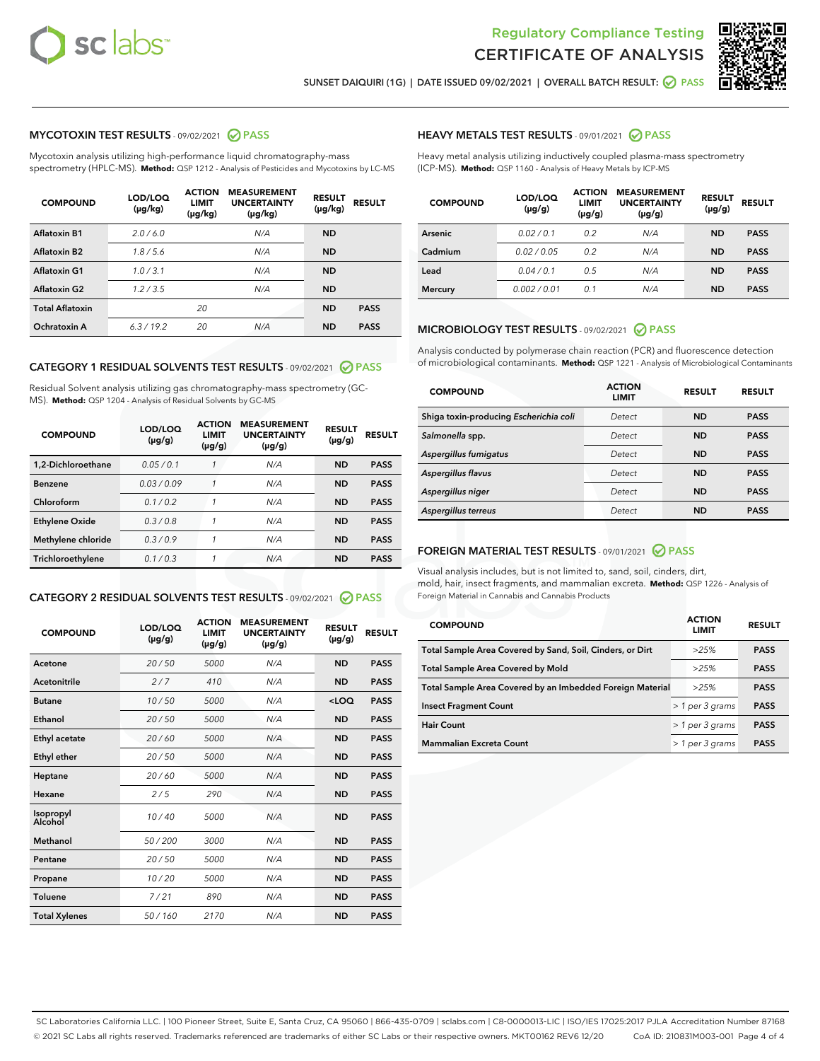Regulatory Compliance Testing

# CERTIFICATE OF ANALYSIS

SUNSET DAIQUIRI (1G) | DATE ISSUED 09/02/2021 | OVERALL BATCH RESULT: PASS

## MYCOTOXIN TEST RESULTS - 09/02/2021 PASS

Mycotoxin analysis utilizing high-performance liquid chromatography-mass spectrometry (HPLC-MS). **Method:** QSP 1212 - Analysis of Pesticides and Mycotoxins by LC-MS

| COMPOUND | LOD/LOQ (µg/kg) | ACTION LIMIT (µg/kg) | MEASUREMENT UNCERTAINTY (µg/kg) | RESULT (µg/kg) | RESULT |
|---|---|---|---|---|---|
| Aflatoxin B1 | 2.0 / 6.0 | | N/A | ND | |
| Aflatoxin B2 | 1.8 / 5.6 | | N/A | ND | |
| Aflatoxin G1 | 1.0 / 3.1 | | N/A | ND | |
| Aflatoxin G2 | 1.2 / 3.5 | | N/A | ND | |
| Total Aflatoxin | | 20 | | ND | PASS |
| Ochratoxin A | 6.3 / 19.2 | 20 | N/A | ND | PASS |

## CATEGORY 1 RESIDUAL SOLVENTS TEST RESULTS - 09/02/2021 PASS

Residual Solvent analysis utilizing gas chromatography-mass spectrometry (GC-MS). **Method:** QSP 1204 - Analysis of Residual Solvents by GC-MS

| COMPOUND | LOD/LOQ (µg/g) | ACTION LIMIT (µg/g) | MEASUREMENT UNCERTAINTY (µg/g) | RESULT (µg/g) | RESULT |
|---|---|---|---|---|---|
| 1,2-Dichloroethane | 0.05 / 0.1 | 1 | N/A | ND | PASS |
| Benzene | 0.03 / 0.09 | 1 | N/A | ND | PASS |
| Chloroform | 0.1 / 0.2 | 1 | N/A | ND | PASS |
| Ethylene Oxide | 0.3 / 0.8 | 1 | N/A | ND | PASS |
| Methylene chloride | 0.3 / 0.9 | 1 | N/A | ND | PASS |
| Trichloroethylene | 0.1 / 0.3 | 1 | N/A | ND | PASS |

## CATEGORY 2 RESIDUAL SOLVENTS TEST RESULTS - 09/02/2021 PASS

| COMPOUND | LOD/LOQ (µg/g) | ACTION LIMIT (µg/g) | MEASUREMENT UNCERTAINTY (µg/g) | RESULT (µg/g) | RESULT |
|---|---|---|---|---|---|
| Acetone | 20 / 50 | 5000 | N/A | ND | PASS |
| Acetonitrile | 2 / 7 | 410 | N/A | ND | PASS |
| Butane | 10 / 50 | 5000 | N/A | <LOQ | PASS |
| Ethanol | 20 / 50 | 5000 | N/A | ND | PASS |
| Ethyl acetate | 20 / 60 | 5000 | N/A | ND | PASS |
| Ethyl ether | 20 / 50 | 5000 | N/A | ND | PASS |
| Heptane | 20 / 60 | 5000 | N/A | ND | PASS |
| Hexane | 2 / 5 | 290 | N/A | ND | PASS |
| Isopropyl Alcohol | 10 / 40 | 5000 | N/A | ND | PASS |
| Methanol | 50 / 200 | 3000 | N/A | ND | PASS |
| Pentane | 20 / 50 | 5000 | N/A | ND | PASS |
| Propane | 10 / 20 | 5000 | N/A | ND | PASS |
| Toluene | 7 / 21 | 890 | N/A | ND | PASS |
| Total Xylenes | 50 / 160 | 2170 | N/A | ND | PASS |

## HEAVY METALS TEST RESULTS - 09/01/2021 PASS

Heavy metal analysis utilizing inductively coupled plasma-mass spectrometry (ICP-MS). **Method:** QSP 1160 - Analysis of Heavy Metals by ICP-MS

| COMPOUND | LOD/LOQ (µg/g) | ACTION LIMIT (µg/g) | MEASUREMENT UNCERTAINTY (µg/g) | RESULT (µg/g) | RESULT |
|---|---|---|---|---|---|
| Arsenic | 0.02 / 0.1 | 0.2 | N/A | ND | PASS |
| Cadmium | 0.02 / 0.05 | 0.2 | N/A | ND | PASS |
| Lead | 0.04 / 0.1 | 0.5 | N/A | ND | PASS |
| Mercury | 0.002 / 0.01 | 0.1 | N/A | ND | PASS |

## MICROBIOLOGY TEST RESULTS - 09/02/2021 PASS

Analysis conducted by polymerase chain reaction (PCR) and fluorescence detection of microbiological contaminants. **Method:** QSP 1221 - Analysis of Microbiological Contaminants

| COMPOUND | ACTION LIMIT | RESULT | RESULT |
|---|---|---|---|
| Shiga toxin-producing *Escherichia coli* | Detect | ND | PASS |
| *Salmonella* spp. | Detect | ND | PASS |
| *Aspergillus fumigatus* | Detect | ND | PASS |
| *Aspergillus flavus* | Detect | ND | PASS |
| *Aspergillus niger* | Detect | ND | PASS |
| *Aspergillus terreus* | Detect | ND | PASS |

## FOREIGN MATERIAL TEST RESULTS - 09/01/2021 PASS

Visual analysis includes, but is not limited to, sand, soil, cinders, dirt, mold, hair, insect fragments, and mammalian excreta. **Method:** QSP 1226 - Analysis of Foreign Material in Cannabis and Cannabis Products

| COMPOUND | ACTION LIMIT | RESULT |
|---|---|---|
| Total Sample Area Covered by Sand, Soil, Cinders, or Dirt | >25% | PASS |
| Total Sample Area Covered by Mold | >25% | PASS |
| Total Sample Area Covered by an Imbedded Foreign Material | >25% | PASS |
| Insect Fragment Count | > 1 per 3 grams | PASS |
| Hair Count | > 1 per 3 grams | PASS |
| Mammalian Excreta Count | > 1 per 3 grams | PASS |

SC Laboratories California LLC. | 100 Pioneer Street, Suite E, Santa Cruz, CA 95060 | 866-435-0709 | sclabs.com | C8-0000013-LIC | ISO/IES 17025:2017 PJLA Accreditation Number 87168
© 2021 SC Labs all rights reserved. Trademarks referenced are trademarks of either SC Labs or their respective owners. MKT00162 REV6 12/20 CoA ID: 210831M003-001